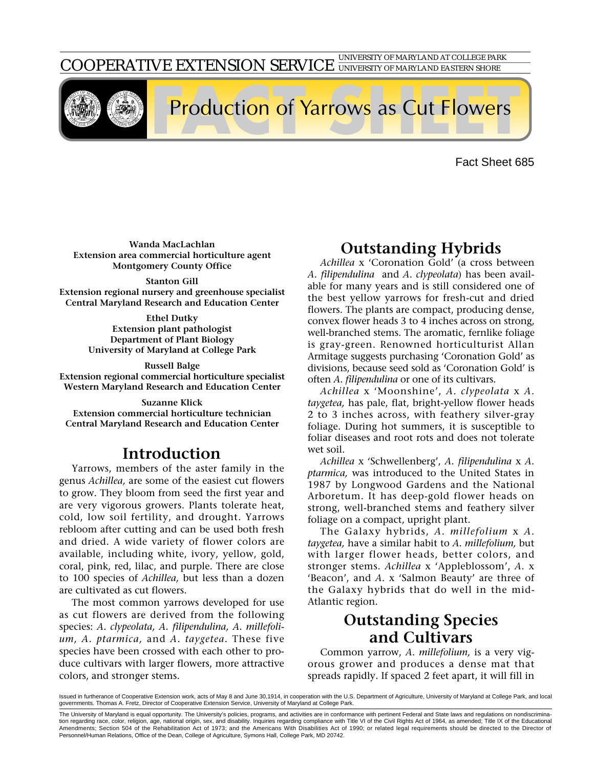COOPERATIVE EXTENSION SERVICE UNIVERSITY OF MARYLAND AT COLLEGE PARK UNIVERSITY OF MARYLAND EASTERN SHORE

# Production of Yarrows as Cut Flowers

Fact Sheet 685

**Wanda MacLachlan**
**Extension area commercial horticulture agent**
**Montgomery County Office**

**Stanton Gill**
**Extension regional nursery and greenhouse specialist**
**Central Maryland Research and Education Center**

**Ethel Dutky**
**Extension plant pathologist**
**Department of Plant Biology**
**University of Maryland at College Park**

**Russell Balge**
**Extension regional commercial horticulture specialist**
**Western Maryland Research and Education Center**

**Suzanne Klick**
**Extension commercial horticulture technician**
**Central Maryland Research and Education Center**

## Introduction

Yarrows, members of the aster family in the genus *Achillea,* are some of the easiest cut flowers to grow. They bloom from seed the first year and are very vigorous growers. Plants tolerate heat, cold, low soil fertility, and drought. Yarrows rebloom after cutting and can be used both fresh and dried. A wide variety of flower colors are available, including white, ivory, yellow, gold, coral, pink, red, lilac, and purple. There are close to 100 species of *Achillea,* but less than a dozen are cultivated as cut flowers.

The most common yarrows developed for use as cut flowers are derived from the following species: *A. clypeolata, A. filipendulina, A. millefolium, A. ptarmica,* and *A. taygetea*. These five species have been crossed with each other to produce cultivars with larger flowers, more attractive colors, and stronger stems.

## Outstanding Hybrids

*Achillea* x 'Coronation Gold' (a cross between *A. filipendulina* and *A. clypeolata*) has been available for many years and is still considered one of the best yellow yarrows for fresh-cut and dried flowers. The plants are compact, producing dense, convex flower heads 3 to 4 inches across on strong, well-branched stems. The aromatic, fernlike foliage is gray-green. Renowned horticulturist Allan Armitage suggests purchasing 'Coronation Gold' as divisions, because seed sold as 'Coronation Gold' is often *A. filipendulina* or one of its cultivars.

*Achillea* x 'Moonshine', *A. clypeolata* x *A. taygetea,* has pale, flat, bright-yellow flower heads 2 to 3 inches across, with feathery silver-gray foliage. During hot summers, it is susceptible to foliar diseases and root rots and does not tolerate wet soil.

*Achillea* x 'Schwellenberg', *A. filipendulina* x *A. ptarmica,* was introduced to the United States in 1987 by Longwood Gardens and the National Arboretum. It has deep-gold flower heads on strong, well-branched stems and feathery silver foliage on a compact, upright plant.

The Galaxy hybrids, *A. millefolium* x *A. taygetea,* have a similar habit to *A. millefolium,* but with larger flower heads, better colors, and stronger stems. *Achillea* x 'Appleblossom', *A.* x 'Beacon', and *A.* x 'Salmon Beauty' are three of the Galaxy hybrids that do well in the mid-Atlantic region.

## Outstanding Species and Cultivars

Common yarrow, *A. millefolium,* is a very vigorous grower and produces a dense mat that spreads rapidly. If spaced 2 feet apart, it will fill in

Issued in furtherance of Cooperative Extension work, acts of May 8 and June 30,1914, in cooperation with the U.S. Department of Agriculture, University of Maryland at College Park, and local governments. Thomas A. Fretz, Director of Cooperative Extension Service, University of Maryland at College Park.

The University of Maryland is equal opportunity. The University's policies, programs, and activities are in conformance with pertinent Federal and State laws and regulations on nondiscrimination regarding race, color, religion, age, national origin, sex, and disability. Inquiries regarding compliance with Title VI of the Civil Rights Act of 1964, as amended; Title IX of the Educational Amendments; Section 504 of the Rehabilitation Act of 1973; and the Americans With Disabilities Act of 1990; or related legal requirements should be directed to the Director of Personnel/Human Relations, Office of the Dean, College of Agriculture, Symons Hall, College Park, MD 20742.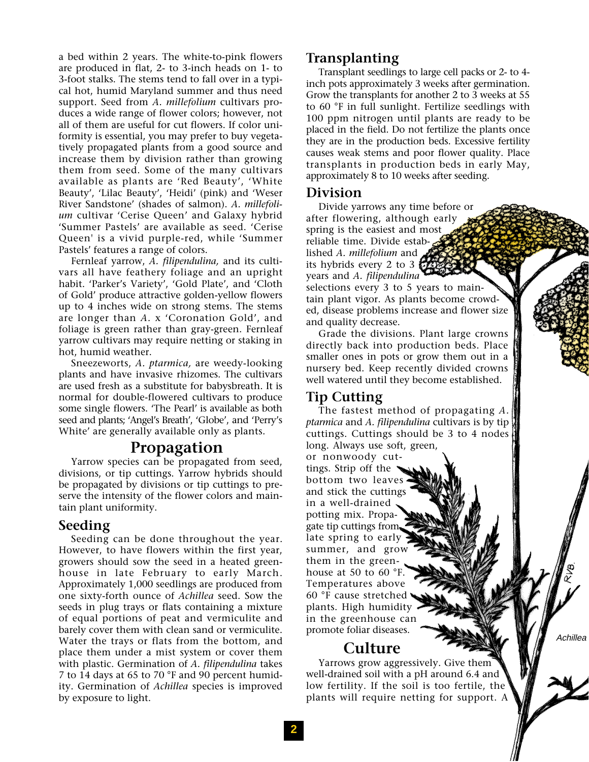a bed within 2 years. The white-to-pink flowers are produced in flat, 2- to 3-inch heads on 1- to 3-foot stalks. The stems tend to fall over in a typical hot, humid Maryland summer and thus need support. Seed from *A. millefolium* cultivars produces a wide range of flower colors; however, not all of them are useful for cut flowers. If color uniformity is essential, you may prefer to buy vegetatively propagated plants from a good source and increase them by division rather than growing them from seed. Some of the many cultivars available as plants are 'Red Beauty', 'White Beauty', 'Lilac Beauty', 'Heidi' (pink) and 'Weser River Sandstone' (shades of salmon). *A. millefolium* cultivar 'Cerise Queen' and Galaxy hybrid 'Summer Pastels' are available as seed. 'Cerise Queen' is a vivid purple-red, while 'Summer Pastels' features a range of colors.

Fernleaf yarrow, *A. filipendulina,* and its cultivars all have feathery foliage and an upright habit. 'Parker's Variety', 'Gold Plate', and 'Cloth of Gold' produce attractive golden-yellow flowers up to 4 inches wide on strong stems. The stems are longer than *A.* x 'Coronation Gold', and foliage is green rather than gray-green. Fernleaf yarrow cultivars may require netting or staking in hot, humid weather.

Sneezeworts, *A. ptarmica,* are weedy-looking plants and have invasive rhizomes. The cultivars are used fresh as a substitute for babysbreath. It is normal for double-flowered cultivars to produce some single flowers. 'The Pearl' is available as both seed and plants; 'Angel's Breath', 'Globe', and 'Perry's White' are generally available only as plants.

# Propagation

Yarrow species can be propagated from seed, divisions, or tip cuttings. Yarrow hybrids should be propagated by divisions or tip cuttings to preserve the intensity of the flower colors and maintain plant uniformity.

## Seeding

Seeding can be done throughout the year. However, to have flowers within the first year, growers should sow the seed in a heated greenhouse in late February to early March. Approximately 1,000 seedlings are produced from one sixty-forth ounce of *Achillea* seed. Sow the seeds in plug trays or flats containing a mixture of equal portions of peat and vermiculite and barely cover them with clean sand or vermiculite. Water the trays or flats from the bottom, and place them under a mist system or cover them with plastic. Germination of *A. filipendulina* takes 7 to 14 days at 65 to 70 °F and 90 percent humidity. Germination of *Achillea* species is improved by exposure to light.

## Transplanting

Transplant seedlings to large cell packs or 2- to 4-inch pots approximately 3 weeks after germination. Grow the transplants for another 2 to 3 weeks at 55 to 60 °F in full sunlight. Fertilize seedlings with 100 ppm nitrogen until plants are ready to be placed in the field. Do not fertilize the plants once they are in the production beds. Excessive fertility causes weak stems and poor flower quality. Place transplants in production beds in early May, approximately 8 to 10 weeks after seeding.

## Division

Divide yarrows any time before or after flowering, although early spring is the easiest and most reliable time. Divide established *A. millefolium* and its hybrids every 2 to 3 years and *A. filipendulina* selections every 3 to 5 years to maintain plant vigor. As plants become crowded, disease problems increase and flower size and quality decrease.

Grade the divisions. Plant large crowns directly back into production beds. Place smaller ones in pots or grow them out in a nursery bed. Keep recently divided crowns well watered until they become established.

## Tip Cutting

The fastest method of propagating *A. ptarmica* and *A. filipendulina* cultivars is by tip cuttings. Cuttings should be 3 to 4 nodes long. Always use soft, green, or nonwoody cuttings. Strip off the bottom two leaves and stick the cuttings in a well-drained potting mix. Propagate tip cuttings from late spring to early summer, and grow them in the greenhouse at 50 to 60 °F. Temperatures above 60 °F cause stretched plants. High humidity in the greenhouse can promote foliar diseases.

# Culture

Yarrows grow aggressively. Give them well-drained soil with a pH around 6.4 and low fertility. If the soil is too fertile, the plants will require netting for support. A

*Achillea*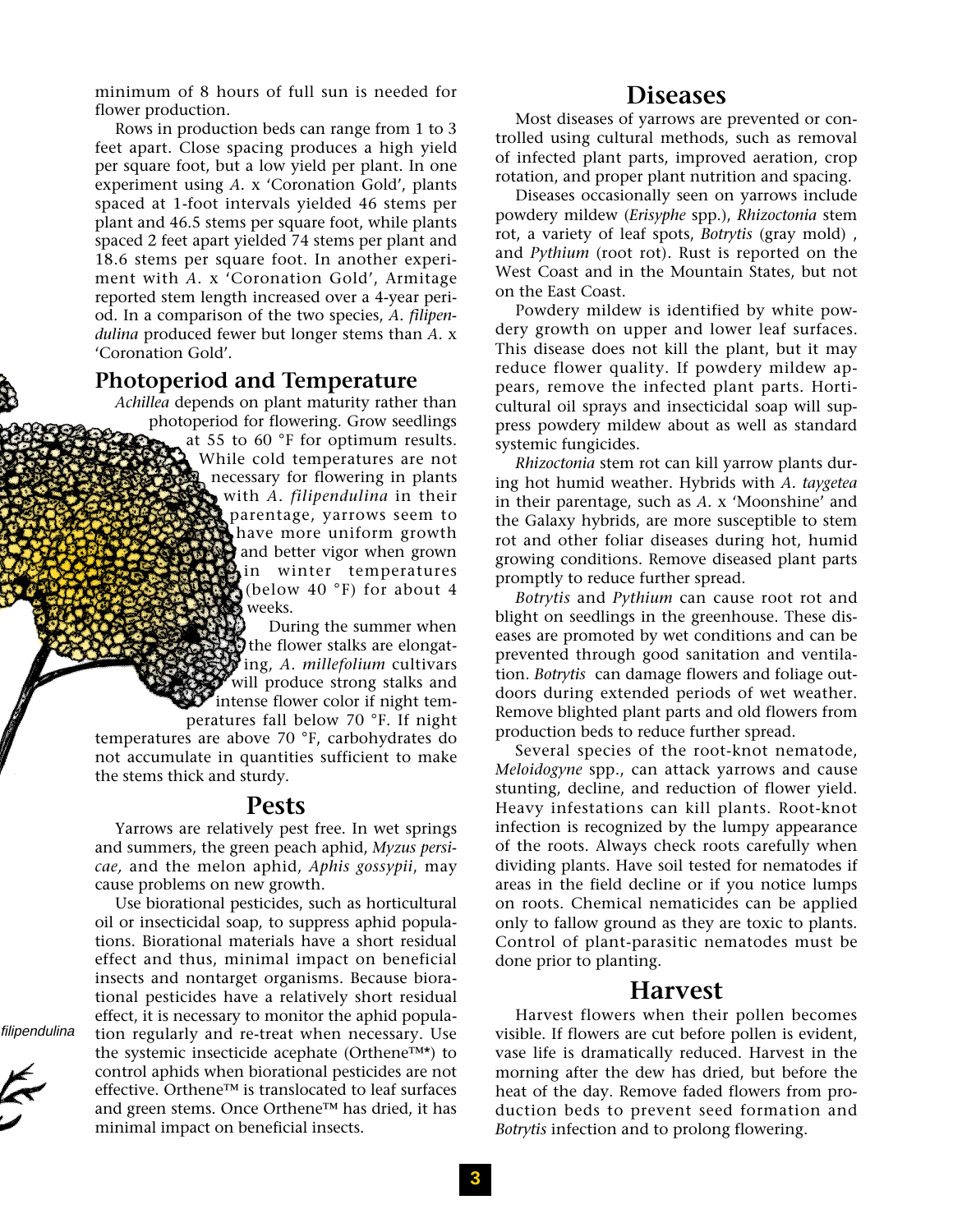minimum of 8 hours of full sun is needed for flower production.

Rows in production beds can range from 1 to 3 feet apart. Close spacing produces a high yield per square foot, but a low yield per plant. In one experiment using *A.* x 'Coronation Gold', plants spaced at 1-foot intervals yielded 46 stems per plant and 46.5 stems per square foot, while plants spaced 2 feet apart yielded 74 stems per plant and 18.6 stems per square foot. In another experiment with *A.* x 'Coronation Gold', Armitage reported stem length increased over a 4-year period. In a comparison of the two species, *A. filipendulina* produced fewer but longer stems than *A.* x 'Coronation Gold'.

## Photoperiod and Temperature

*Achillea* depends on plant maturity rather than photoperiod for flowering. Grow seedlings at 55 to 60 °F for optimum results. While cold temperatures are not necessary for flowering in plants with *A. filipendulina* in their parentage, yarrows seem to have more uniform growth and better vigor when grown in winter temperatures (below 40 °F) for about 4 weeks.

During the summer when the flower stalks are elongating, *A. millefolium* cultivars will produce strong stalks and intense flower color if night temperatures fall below 70 °F. If night temperatures are above 70 °F, carbohydrates do not accumulate in quantities sufficient to make the stems thick and sturdy.

filipendulina

## Pests

Yarrows are relatively pest free. In wet springs and summers, the green peach aphid, *Myzus persicae,* and the melon aphid, *Aphis gossypii*, may cause problems on new growth.

Use biorational pesticides, such as horticultural oil or insecticidal soap, to suppress aphid populations. Biorational materials have a short residual effect and thus, minimal impact on beneficial insects and nontarget organisms. Because biorational pesticides have a relatively short residual effect, it is necessary to monitor the aphid population regularly and re-treat when necessary. Use the systemic insecticide acephate (Orthene™*) to control aphids when biorational pesticides are not effective. Orthene™ is translocated to leaf surfaces and green stems. Once Orthene™ has dried, it has minimal impact on beneficial insects.

## Diseases

Most diseases of yarrows are prevented or controlled using cultural methods, such as removal of infected plant parts, improved aeration, crop rotation, and proper plant nutrition and spacing.

Diseases occasionally seen on yarrows include powdery mildew (*Erisyphe* spp.), *Rhizoctonia* stem rot, a variety of leaf spots, *Botrytis* (gray mold) , and *Pythium* (root rot). Rust is reported on the West Coast and in the Mountain States, but not on the East Coast.

Powdery mildew is identified by white powdery growth on upper and lower leaf surfaces. This disease does not kill the plant, but it may reduce flower quality. If powdery mildew appears, remove the infected plant parts. Horticultural oil sprays and insecticidal soap will suppress powdery mildew about as well as standard systemic fungicides.

*Rhizoctonia* stem rot can kill yarrow plants during hot humid weather. Hybrids with *A. taygetea* in their parentage, such as *A.* x 'Moonshine' and the Galaxy hybrids, are more susceptible to stem rot and other foliar diseases during hot, humid growing conditions. Remove diseased plant parts promptly to reduce further spread.

*Botrytis* and *Pythium* can cause root rot and blight on seedlings in the greenhouse. These diseases are promoted by wet conditions and can be prevented through good sanitation and ventilation. *Botrytis* can damage flowers and foliage outdoors during extended periods of wet weather. Remove blighted plant parts and old flowers from production beds to reduce further spread.

Several species of the root-knot nematode, *Meloidogyne* spp., can attack yarrows and cause stunting, decline, and reduction of flower yield. Heavy infestations can kill plants. Root-knot infection is recognized by the lumpy appearance of the roots. Always check roots carefully when dividing plants. Have soil tested for nematodes if areas in the field decline or if you notice lumps on roots. Chemical nematicides can be applied only to fallow ground as they are toxic to plants. Control of plant-parasitic nematodes must be done prior to planting.

## Harvest

Harvest flowers when their pollen becomes visible. If flowers are cut before pollen is evident, vase life is dramatically reduced. Harvest in the morning after the dew has dried, but before the heat of the day. Remove faded flowers from production beds to prevent seed formation and *Botrytis* infection and to prolong flowering.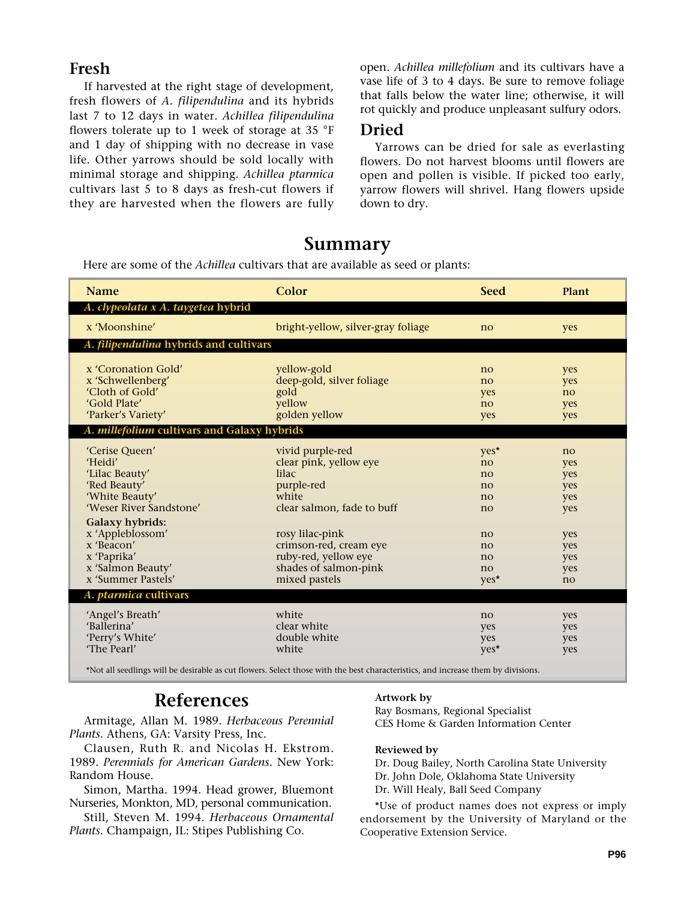## Fresh

If harvested at the right stage of development, fresh flowers of *A. filipendulina* and its hybrids last 7 to 12 days in water. *Achillea filipendulina* flowers tolerate up to 1 week of storage at 35 °F and 1 day of shipping with no decrease in vase life. Other yarrows should be sold locally with minimal storage and shipping. *Achillea ptarmica* cultivars last 5 to 8 days as fresh-cut flowers if they are harvested when the flowers are fully open. *Achillea millefolium* and its cultivars have a vase life of 3 to 4 days. Be sure to remove foliage that falls below the water line; otherwise, it will rot quickly and produce unpleasant sulfury odors.

## Dried

Yarrows can be dried for sale as everlasting flowers. Do not harvest blooms until flowers are open and pollen is visible. If picked too early, yarrow flowers will shrivel. Hang flowers upside down to dry.

# Summary

Here are some of the *Achillea* cultivars that are available as seed or plants:

| Name | Color | Seed | Plant |
|---|---|---|---|
| ***A. clypeolata x A. taygetea* hybrid** | | | |
| x 'Moonshine' | bright-yellow, silver-gray foliage | no | yes |
| ***A. filipendulina* hybrids and cultivars** | | | |
| x 'Coronation Gold' | yellow-gold | no | yes |
| x 'Schwellenberg' | deep-gold, silver foliage | no | yes |
| 'Cloth of Gold' | gold | yes | no |
| 'Gold Plate' | yellow | no | yes |
| 'Parker's Variety' | golden yellow | yes | yes |
| ***A. millefolium* cultivars and Galaxy hybrids** | | | |
| 'Cerise Queen' | vivid purple-red | yes* | no |
| 'Heidi' | clear pink, yellow eye | no | yes |
| 'Lilac Beauty' | lilac | no | yes |
| 'Red Beauty' | purple-red | no | yes |
| 'White Beauty' | white | no | yes |
| 'Weser River Sandstone' | clear salmon, fade to buff | no | yes |
| **Galaxy hybrids:** | | | |
| x 'Appleblossom' | rosy lilac-pink | no | yes |
| x 'Beacon' | crimson-red, cream eye | no | yes |
| x 'Paprika' | ruby-red, yellow eye | no | yes |
| x 'Salmon Beauty' | shades of salmon-pink | no | yes |
| x 'Summer Pastels' | mixed pastels | yes* | no |
| ***A. ptarmica* cultivars** | | | |
| 'Angel's Breath' | white | no | yes |
| 'Ballerina' | clear white | yes | yes |
| 'Perry's White' | double white | yes | yes |
| 'The Pearl' | white | yes* | yes |

*Not all seedlings will be desirable as cut flowers. Select those with the best characteristics, and increase them by divisions.

# References

Armitage, Allan M. 1989. *Herbaceous Perennial Plants*. Athens, GA: Varsity Press, Inc.

Clausen, Ruth R. and Nicolas H. Ekstrom. 1989. *Perennials for American Gardens*. New York: Random House.

Simon, Martha. 1994. Head grower, Bluemont Nurseries, Monkton, MD, personal communication.

Still, Steven M. 1994. *Herbaceous Ornamental Plants*. Champaign, IL: Stipes Publishing Co.

**Artwork by**
Ray Bosmans, Regional Specialist
CES Home & Garden Information Center

**Reviewed by**
Dr. Doug Bailey, North Carolina State University
Dr. John Dole, Oklahoma State University
Dr. Will Healy, Ball Seed Company

*Use of product names does not express or imply endorsement by the University of Maryland or the Cooperative Extension Service.

P96